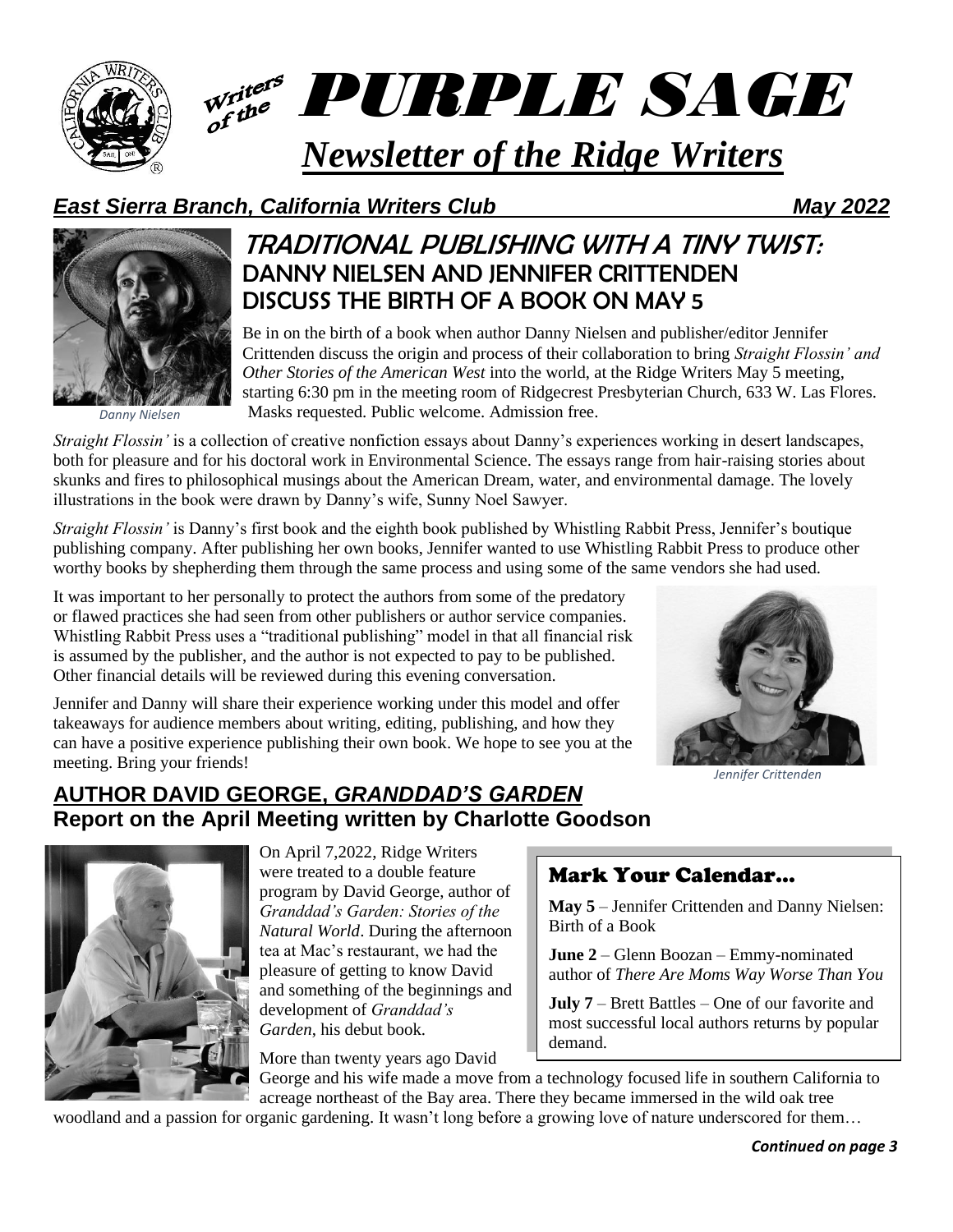# Writers of the PURPLE SAGE

# *Newsletter of the Ridge Writers*

***East Sierra Branch, California Writers Club*** ***May 2022***

## TRADITIONAL PUBLISHING WITH A TINY TWIST: DANNY NIELSEN AND JENNIFER CRITTENDEN DISCUSS THE BIRTH OF A BOOK ON MAY 5

*Danny Nielsen*

Be in on the birth of a book when author Danny Nielsen and publisher/editor Jennifer Crittenden discuss the origin and process of their collaboration to bring *Straight Flossin' and Other Stories of the American West* into the world, at the Ridge Writers May 5 meeting, starting 6:30 pm in the meeting room of Ridgecrest Presbyterian Church, 633 W. Las Flores. Masks requested. Public welcome. Admission free.

*Straight Flossin'* is a collection of creative nonfiction essays about Danny's experiences working in desert landscapes, both for pleasure and for his doctoral work in Environmental Science. The essays range from hair-raising stories about skunks and fires to philosophical musings about the American Dream, water, and environmental damage. The lovely illustrations in the book were drawn by Danny's wife, Sunny Noel Sawyer.

*Straight Flossin'* is Danny's first book and the eighth book published by Whistling Rabbit Press, Jennifer's boutique publishing company. After publishing her own books, Jennifer wanted to use Whistling Rabbit Press to produce other worthy books by shepherding them through the same process and using some of the same vendors she had used.

It was important to her personally to protect the authors from some of the predatory or flawed practices she had seen from other publishers or author service companies. Whistling Rabbit Press uses a "traditional publishing" model in that all financial risk is assumed by the publisher, and the author is not expected to pay to be published. Other financial details will be reviewed during this evening conversation.

Jennifer and Danny will share their experience working under this model and offer takeaways for audience members about writing, editing, publishing, and how they can have a positive experience publishing their own book. We hope to see you at the meeting. Bring your friends!

*Jennifer Crittenden*

## AUTHOR DAVID GEORGE, *GRANDDAD'S GARDEN*
### Report on the April Meeting written by Charlotte Goodson

On April 7,2022, Ridge Writers were treated to a double feature program by David George, author of *Granddad's Garden: Stories of the Natural World*. During the afternoon tea at Mac's restaurant, we had the pleasure of getting to know David and something of the beginnings and development of *Granddad's Garden*, his debut book.

More than twenty years ago David George and his wife made a move from a technology focused life in southern California to acreage northeast of the Bay area. There they became immersed in the wild oak tree woodland and a passion for organic gardening. It wasn't long before a growing love of nature underscored for them…

***Continued on page 3***

### Mark Your Calendar…

**May 5** – Jennifer Crittenden and Danny Nielsen: Birth of a Book

**June 2** – Glenn Boozan – Emmy-nominated author of *There Are Moms Way Worse Than You*

**July 7** – Brett Battles – One of our favorite and most successful local authors returns by popular demand.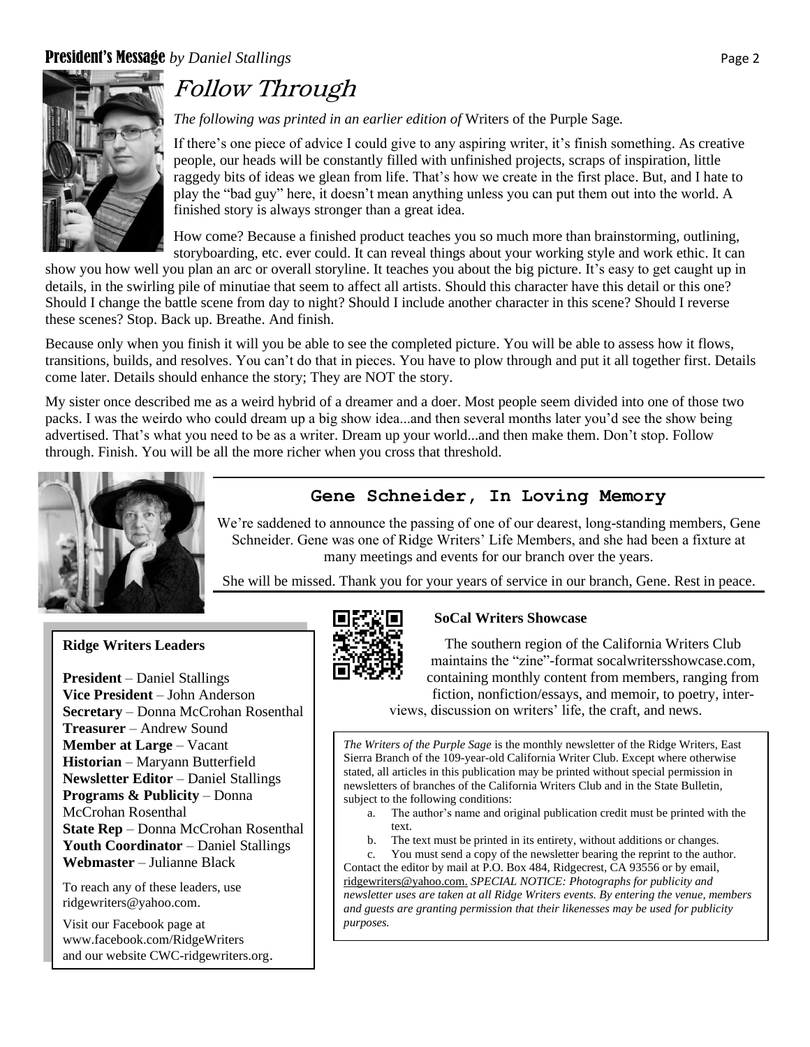## President's Message *by Daniel Stallings*

# *Follow Through*

*The following was printed in an earlier edition of* Writers of the Purple Sage*.*

If there's one piece of advice I could give to any aspiring writer, it's finish something. As creative people, our heads will be constantly filled with unfinished projects, scraps of inspiration, little raggedy bits of ideas we glean from life. That's how we create in the first place. But, and I hate to play the "bad guy" here, it doesn't mean anything unless you can put them out into the world. A finished story is always stronger than a great idea.

How come? Because a finished product teaches you so much more than brainstorming, outlining, storyboarding, etc. ever could. It can reveal things about your working style and work ethic. It can show you how well you plan an arc or overall storyline. It teaches you about the big picture. It's easy to get caught up in details, in the swirling pile of minutiae that seem to affect all artists. Should this character have this detail or this one? Should I change the battle scene from day to night? Should I include another character in this scene? Should I reverse these scenes? Stop. Back up. Breathe. And finish.

Because only when you finish it will you be able to see the completed picture. You will be able to assess how it flows, transitions, builds, and resolves. You can't do that in pieces. You have to plow through and put it all together first. Details come later. Details should enhance the story; They are NOT the story.

My sister once described me as a weird hybrid of a dreamer and a doer. Most people seem divided into one of those two packs. I was the weirdo who could dream up a big show idea...and then several months later you'd see the show being advertised. That's what you need to be as a writer. Dream up your world...and then make them. Don't stop. Follow through. Finish. You will be all the more richer when you cross that threshold.

## Gene Schneider, In Loving Memory

We're saddened to announce the passing of one of our dearest, long-standing members, Gene Schneider. Gene was one of Ridge Writers' Life Members, and she had been a fixture at many meetings and events for our branch over the years.

She will be missed. Thank you for your years of service in our branch, Gene. Rest in peace.

**Ridge Writers Leaders**

**President** – Daniel Stallings
**Vice President** – John Anderson
**Secretary** – Donna McCrohan Rosenthal
**Treasurer** – Andrew Sound
**Member at Large** – Vacant
**Historian** – Maryann Butterfield
**Newsletter Editor** – Daniel Stallings
**Programs & Publicity** – Donna McCrohan Rosenthal
**State Rep** – Donna McCrohan Rosenthal
**Youth Coordinator** – Daniel Stallings
**Webmaster** – Julianne Black

To reach any of these leaders, use ridgewriters@yahoo.com.

Visit our Facebook page at www.facebook.com/RidgeWriters and our website CWC-ridgewriters.org.

**SoCal Writers Showcase**

The southern region of the California Writers Club maintains the "zine"-format socalwritersshowcase.com, containing monthly content from members, ranging from fiction, nonfiction/essays, and memoir, to poetry, interviews, discussion on writers' life, the craft, and news.

*The Writers of the Purple Sage* is the monthly newsletter of the Ridge Writers, East Sierra Branch of the 109-year-old California Writer Club. Except where otherwise stated, all articles in this publication may be printed without special permission in newsletters of branches of the California Writers Club and in the State Bulletin, subject to the following conditions:

a. The author's name and original publication credit must be printed with the text.
b. The text must be printed in its entirety, without additions or changes.
c. You must send a copy of the newsletter bearing the reprint to the author.

Contact the editor by mail at P.O. Box 484, Ridgecrest, CA 93556 or by email, ridgewriters@yahoo.com. *SPECIAL NOTICE: Photographs for publicity and newsletter uses are taken at all Ridge Writers events. By entering the venue, members and guests are granting permission that their likenesses may be used for publicity purposes.*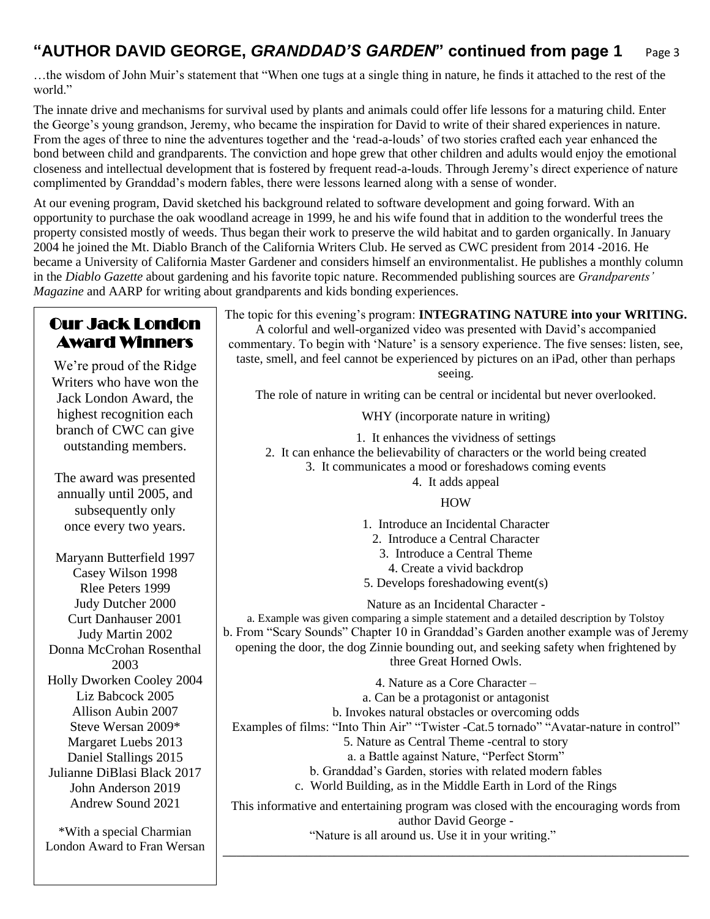## "AUTHOR DAVID GEORGE, *GRANDDAD'S GARDEN*" continued from page 1

…the wisdom of John Muir's statement that "When one tugs at a single thing in nature, he finds it attached to the rest of the world."

The innate drive and mechanisms for survival used by plants and animals could offer life lessons for a maturing child. Enter the George's young grandson, Jeremy, who became the inspiration for David to write of their shared experiences in nature. From the ages of three to nine the adventures together and the 'read-a-louds' of two stories crafted each year enhanced the bond between child and grandparents. The conviction and hope grew that other children and adults would enjoy the emotional closeness and intellectual development that is fostered by frequent read-a-louds. Through Jeremy's direct experience of nature complimented by Granddad's modern fables, there were lessons learned along with a sense of wonder.

At our evening program, David sketched his background related to software development and going forward. With an opportunity to purchase the oak woodland acreage in 1999, he and his wife found that in addition to the wonderful trees the property consisted mostly of weeds. Thus began their work to preserve the wild habitat and to garden organically. In January 2004 he joined the Mt. Diablo Branch of the California Writers Club. He served as CWC president from 2014 -2016. He became a University of California Master Gardener and considers himself an environmentalist. He publishes a monthly column in the *Diablo Gazette* about gardening and his favorite topic nature. Recommended publishing sources are *Grandparents' Magazine* and AARP for writing about grandparents and kids bonding experiences.

The topic for this evening's program: **INTEGRATING NATURE into your WRITING.** A colorful and well-organized video was presented with David's accompanied commentary. To begin with 'Nature' is a sensory experience. The five senses: listen, see, taste, smell, and feel cannot be experienced by pictures on an iPad, other than perhaps seeing.

The role of nature in writing can be central or incidental but never overlooked.

WHY (incorporate nature in writing)

1. It enhances the vividness of settings
2. It can enhance the believability of characters or the world being created
3. It communicates a mood or foreshadows coming events
4. It adds appeal

HOW

1. Introduce an Incidental Character
2. Introduce a Central Character
3. Introduce a Central Theme
4. Create a vivid backdrop
5. Develops foreshadowing event(s)

Nature as an Incidental Character -

a. Example was given comparing a simple statement and a detailed description by Tolstoy
b. From "Scary Sounds" Chapter 10 in Granddad's Garden another example was of Jeremy opening the door, the dog Zinnie bounding out, and seeking safety when frightened by three Great Horned Owls.

4. Nature as a Core Character –
 a. Can be a protagonist or antagonist
 b. Invokes natural obstacles or overcoming odds

Examples of films: "Into Thin Air" "Twister -Cat.5 tornado" "Avatar-nature in control"

5. Nature as Central Theme -central to story
 a. a Battle against Nature, "Perfect Storm"
 b. Granddad's Garden, stories with related modern fables
 c. World Building, as in the Middle Earth in Lord of the Rings

This informative and entertaining program was closed with the encouraging words from author David George -
"Nature is all around us. Use it in your writing."

---

## Our Jack London Award Winners

We're proud of the Ridge Writers who have won the Jack London Award, the highest recognition each branch of CWC can give outstanding members.

The award was presented annually until 2005, and subsequently only once every two years.

Maryann Butterfield 1997
Casey Wilson 1998
Rlee Peters 1999
Judy Dutcher 2000
Curt Danhauser 2001
Judy Martin 2002
Donna McCrohan Rosenthal 2003
Holly Dworken Cooley 2004
Liz Babcock 2005
Allison Aubin 2007
Steve Wersan 2009*
Margaret Luebs 2013
Daniel Stallings 2015
Julianne DiBlasi Black 2017
John Anderson 2019
Andrew Sound 2021

*With a special Charmian London Award to Fran Wersan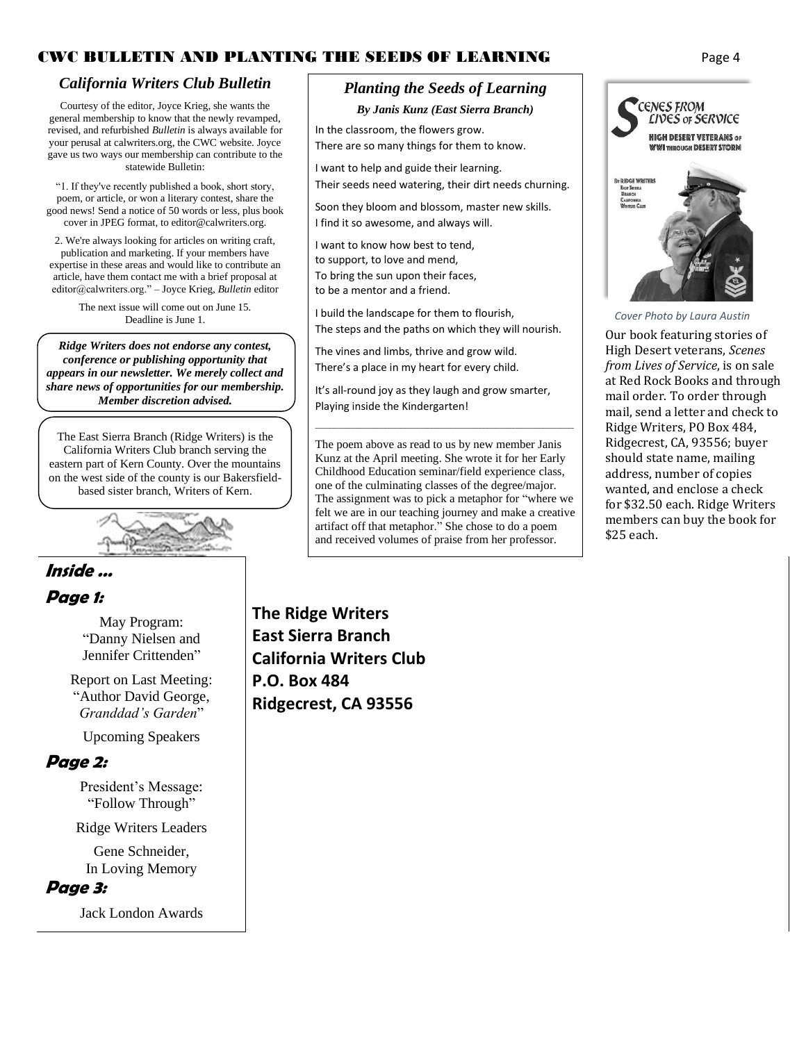## California Writers Club Bulletin

Courtesy of the editor, Joyce Krieg, she wants the general membership to know that the newly revamped, revised, and refurbished *Bulletin* is always available for your perusal at calwriters.org, the CWC website. Joyce gave us two ways our membership can contribute to the statewide Bulletin:

"1. If they've recently published a book, short story, poem, or article, or won a literary contest, share the good news! Send a notice of 50 words or less, plus book cover in JPEG format, to editor@calwriters.org.

2. We're always looking for articles on writing craft, publication and marketing. If your members have expertise in these areas and would like to contribute an article, have them contact me with a brief proposal at editor@calwriters.org." – Joyce Krieg, *Bulletin* editor

The next issue will come out on June 15. Deadline is June 1.

***Ridge Writers does not endorse any contest, conference or publishing opportunity that appears in our newsletter. We merely collect and share news of opportunities for our membership. Member discretion advised.***

The East Sierra Branch (Ridge Writers) is the California Writers Club branch serving the eastern part of Kern County. Over the mountains on the west side of the county is our Bakersfield-based sister branch, Writers of Kern.

## Planting the Seeds of Learning

***By Janis Kunz (East Sierra Branch)***

In the classroom, the flowers grow.
There are so many things for them to know.

I want to help and guide their learning.
Their seeds need watering, their dirt needs churning.

Soon they bloom and blossom, master new skills.
I find it so awesome, and always will.

I want to know how best to tend,
to support, to love and mend,
To bring the sun upon their faces,
to be a mentor and a friend.

I build the landscape for them to flourish,
The steps and the paths on which they will nourish.

The vines and limbs, thrive and grow wild.
There's a place in my heart for every child.

It's all-round joy as they laugh and grow smarter,
Playing inside the Kindergarten!

---

The poem above as read to us by new member Janis Kunz at the April meeting. She wrote it for her Early Childhood Education seminar/field experience class, one of the culminating classes of the degree/major. The assignment was to pick a metaphor for "where we felt we are in our teaching journey and make a creative artifact off that metaphor." She chose to do a poem and received volumes of praise from her professor.

*Cover Photo by Laura Austin*

Our book featuring stories of High Desert veterans, *Scenes from Lives of Service*, is on sale at Red Rock Books and through mail order. To order through mail, send a letter and check to Ridge Writers, PO Box 484, Ridgecrest, CA, 93556; buyer should state name, mailing address, number of copies wanted, and enclose a check for $32.50 each. Ridge Writers members can buy the book for $25 each.

## Inside ...

### Page 1:

May Program: "Danny Nielsen and Jennifer Crittenden"

Report on Last Meeting: "Author David George, *Granddad's Garden*"

Upcoming Speakers

### Page 2:

President's Message: "Follow Through"

Ridge Writers Leaders

Gene Schneider, In Loving Memory

### Page 3:

Jack London Awards

**The Ridge Writers**
**East Sierra Branch**
**California Writers Club**
**P.O. Box 484**
**Ridgecrest, CA 93556**